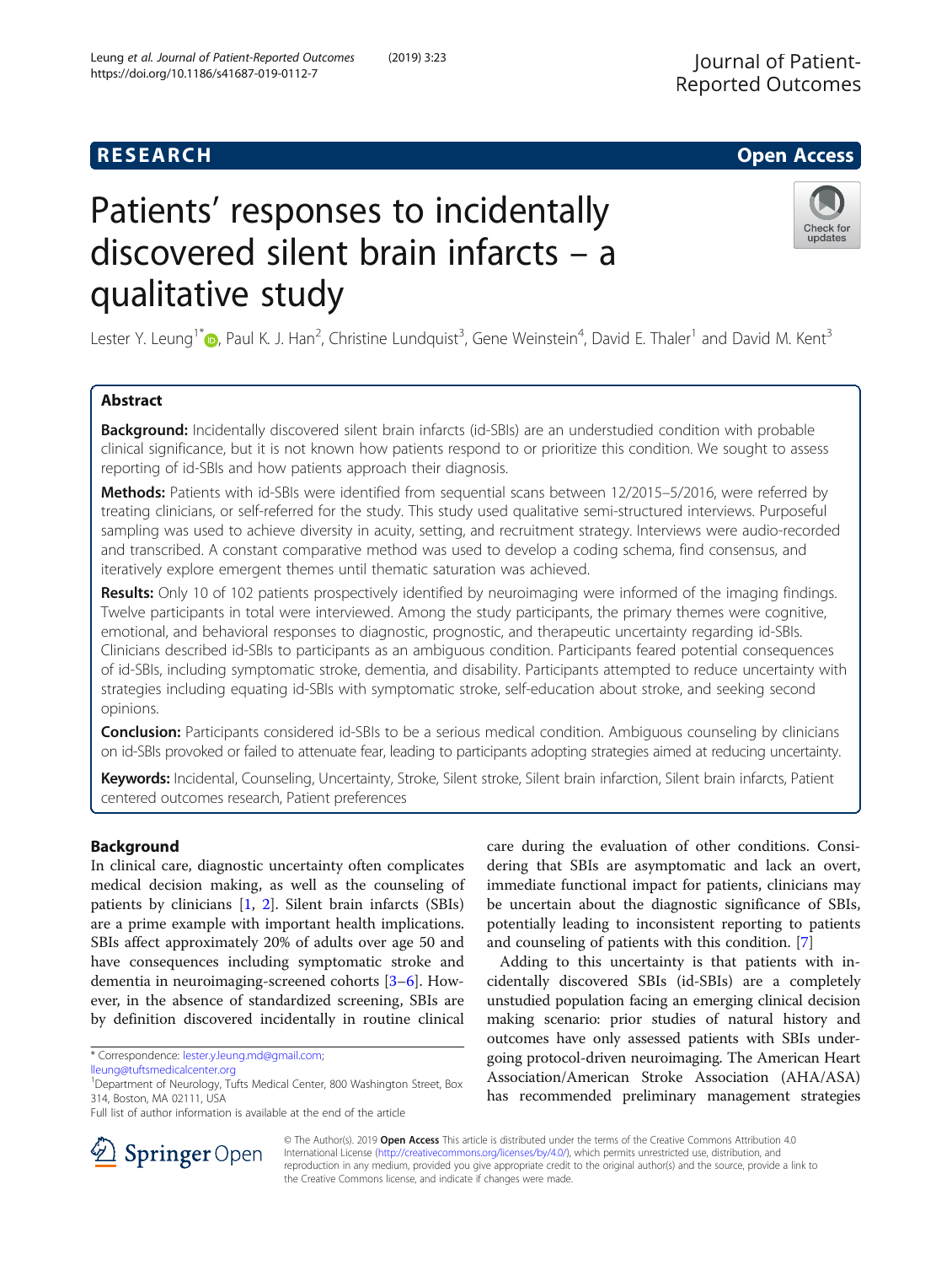# Patients' responses to incidentally discovered silent brain infarcts – a qualitative study

Lester Y. Leung[1*], Paul K. J. Han[2], Christine Lundquist[3], Gene Weinstein[4], David E. Thaler[1] and David M. Kent[3]

## Abstract

**Background:** Incidentally discovered silent brain infarcts (id-SBIs) are an understudied condition with probable clinical significance, but it is not known how patients respond to or prioritize this condition. We sought to assess reporting of id-SBIs and how patients approach their diagnosis.

**Methods:** Patients with id-SBIs were identified from sequential scans between 12/2015–5/2016, were referred by treating clinicians, or self-referred for the study. This study used qualitative semi-structured interviews. Purposeful sampling was used to achieve diversity in acuity, setting, and recruitment strategy. Interviews were audio-recorded and transcribed. A constant comparative method was used to develop a coding schema, find consensus, and iteratively explore emergent themes until thematic saturation was achieved.

**Results:** Only 10 of 102 patients prospectively identified by neuroimaging were informed of the imaging findings. Twelve participants in total were interviewed. Among the study participants, the primary themes were cognitive, emotional, and behavioral responses to diagnostic, prognostic, and therapeutic uncertainty regarding id-SBIs. Clinicians described id-SBIs to participants as an ambiguous condition. Participants feared potential consequences of id-SBIs, including symptomatic stroke, dementia, and disability. Participants attempted to reduce uncertainty with strategies including equating id-SBIs with symptomatic stroke, self-education about stroke, and seeking second opinions.

**Conclusion:** Participants considered id-SBIs to be a serious medical condition. Ambiguous counseling by clinicians on id-SBIs provoked or failed to attenuate fear, leading to participants adopting strategies aimed at reducing uncertainty.

**Keywords:** Incidental, Counseling, Uncertainty, Stroke, Silent stroke, Silent brain infarction, Silent brain infarcts, Patient centered outcomes research, Patient preferences

## Background

In clinical care, diagnostic uncertainty often complicates medical decision making, as well as the counseling of patients by clinicians [1, 2]. Silent brain infarcts (SBIs) are a prime example with important health implications. SBIs affect approximately 20% of adults over age 50 and have consequences including symptomatic stroke and dementia in neuroimaging-screened cohorts [3–6]. However, in the absence of standardized screening, SBIs are by definition discovered incidentally in routine clinical care during the evaluation of other conditions. Considering that SBIs are asymptomatic and lack an overt, immediate functional impact for patients, clinicians may be uncertain about the diagnostic significance of SBIs, potentially leading to inconsistent reporting to patients and counseling of patients with this condition. [7]

Adding to this uncertainty is that patients with incidentally discovered SBIs (id-SBIs) are a completely unstudied population facing an emerging clinical decision making scenario: prior studies of natural history and outcomes have only assessed patients with SBIs undergoing protocol-driven neuroimaging. The American Heart Association/American Stroke Association (AHA/ASA) has recommended preliminary management strategies

---

* Correspondence: lester.y.leung.md@gmail.com; lleung@tuftsmedicalcenter.org

[1]Department of Neurology, Tufts Medical Center, 800 Washington Street, Box 314, Boston, MA 02111, USA

Full list of author information is available at the end of the article

© The Author(s). 2019 **Open Access** This article is distributed under the terms of the Creative Commons Attribution 4.0 International License (http://creativecommons.org/licenses/by/4.0/), which permits unrestricted use, distribution, and reproduction in any medium, provided you give appropriate credit to the original author(s) and the source, provide a link to the Creative Commons license, and indicate if changes were made.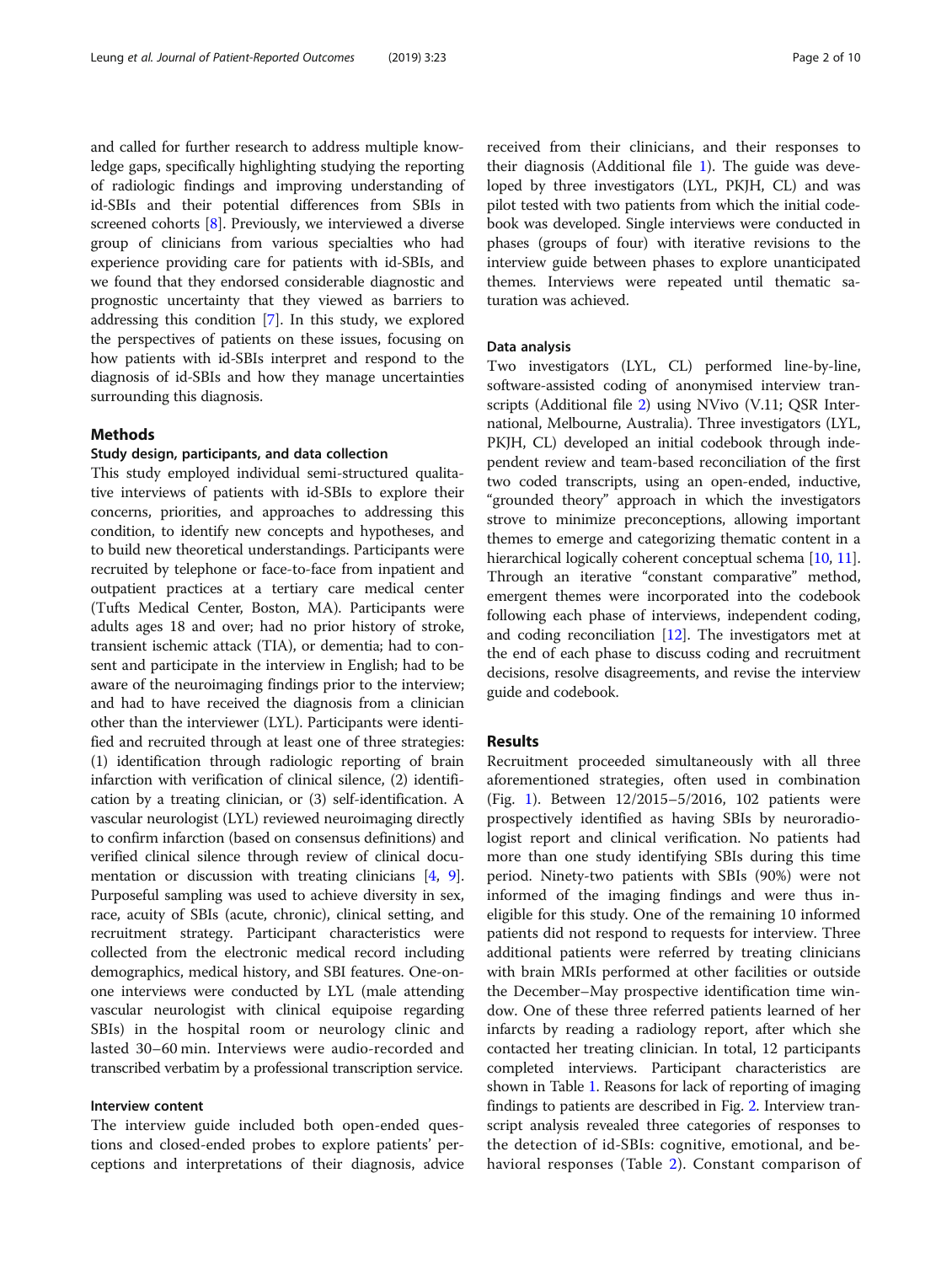and called for further research to address multiple knowledge gaps, specifically highlighting studying the reporting of radiologic findings and improving understanding of id-SBIs and their potential differences from SBIs in screened cohorts [8]. Previously, we interviewed a diverse group of clinicians from various specialties who had experience providing care for patients with id-SBIs, and we found that they endorsed considerable diagnostic and prognostic uncertainty that they viewed as barriers to addressing this condition [7]. In this study, we explored the perspectives of patients on these issues, focusing on how patients with id-SBIs interpret and respond to the diagnosis of id-SBIs and how they manage uncertainties surrounding this diagnosis.

## Methods

### Study design, participants, and data collection

This study employed individual semi-structured qualitative interviews of patients with id-SBIs to explore their concerns, priorities, and approaches to addressing this condition, to identify new concepts and hypotheses, and to build new theoretical understandings. Participants were recruited by telephone or face-to-face from inpatient and outpatient practices at a tertiary care medical center (Tufts Medical Center, Boston, MA). Participants were adults ages 18 and over; had no prior history of stroke, transient ischemic attack (TIA), or dementia; had to consent and participate in the interview in English; had to be aware of the neuroimaging findings prior to the interview; and had to have received the diagnosis from a clinician other than the interviewer (LYL). Participants were identified and recruited through at least one of three strategies: (1) identification through radiologic reporting of brain infarction with verification of clinical silence, (2) identification by a treating clinician, or (3) self-identification. A vascular neurologist (LYL) reviewed neuroimaging directly to confirm infarction (based on consensus definitions) and verified clinical silence through review of clinical documentation or discussion with treating clinicians [4, 9]. Purposeful sampling was used to achieve diversity in sex, race, acuity of SBIs (acute, chronic), clinical setting, and recruitment strategy. Participant characteristics were collected from the electronic medical record including demographics, medical history, and SBI features. One-on-one interviews were conducted by LYL (male attending vascular neurologist with clinical equipoise regarding SBIs) in the hospital room or neurology clinic and lasted 30–60 min. Interviews were audio-recorded and transcribed verbatim by a professional transcription service.

### Interview content

The interview guide included both open-ended questions and closed-ended probes to explore patients' perceptions and interpretations of their diagnosis, advice received from their clinicians, and their responses to their diagnosis (Additional file 1). The guide was developed by three investigators (LYL, PKJH, CL) and was pilot tested with two patients from which the initial codebook was developed. Single interviews were conducted in phases (groups of four) with iterative revisions to the interview guide between phases to explore unanticipated themes. Interviews were repeated until thematic saturation was achieved.

### Data analysis

Two investigators (LYL, CL) performed line-by-line, software-assisted coding of anonymised interview transcripts (Additional file 2) using NVivo (V.11; QSR International, Melbourne, Australia). Three investigators (LYL, PKJH, CL) developed an initial codebook through independent review and team-based reconciliation of the first two coded transcripts, using an open-ended, inductive, "grounded theory" approach in which the investigators strove to minimize preconceptions, allowing important themes to emerge and categorizing thematic content in a hierarchical logically coherent conceptual schema [10, 11]. Through an iterative "constant comparative" method, emergent themes were incorporated into the codebook following each phase of interviews, independent coding, and coding reconciliation [12]. The investigators met at the end of each phase to discuss coding and recruitment decisions, resolve disagreements, and revise the interview guide and codebook.

## Results

Recruitment proceeded simultaneously with all three aforementioned strategies, often used in combination (Fig. 1). Between 12/2015–5/2016, 102 patients were prospectively identified as having SBIs by neuroradiologist report and clinical verification. No patients had more than one study identifying SBIs during this time period. Ninety-two patients with SBIs (90%) were not informed of the imaging findings and were thus ineligible for this study. One of the remaining 10 informed patients did not respond to requests for interview. Three additional patients were referred by treating clinicians with brain MRIs performed at other facilities or outside the December–May prospective identification time window. One of these three referred patients learned of her infarcts by reading a radiology report, after which she contacted her treating clinician. In total, 12 participants completed interviews. Participant characteristics are shown in Table 1. Reasons for lack of reporting of imaging findings to patients are described in Fig. 2. Interview transcript analysis revealed three categories of responses to the detection of id-SBIs: cognitive, emotional, and behavioral responses (Table 2). Constant comparison of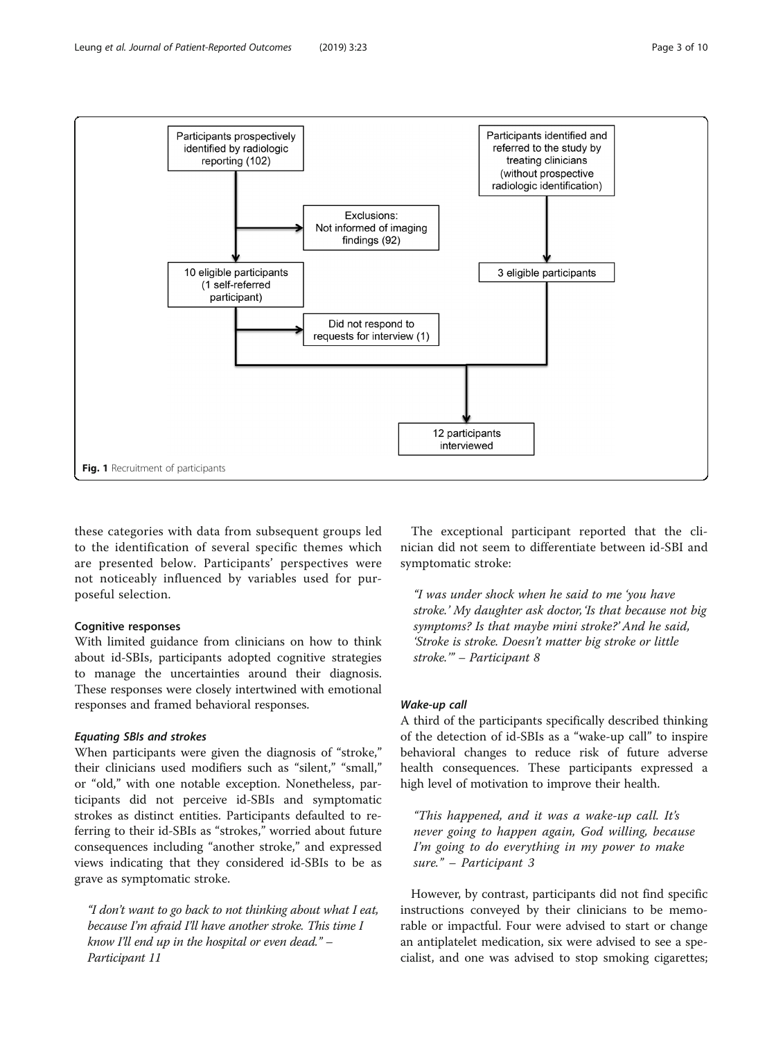**Fig. 1** Recruitment of participants

these categories with data from subsequent groups led to the identification of several specific themes which are presented below. Participants' perspectives were not noticeably influenced by variables used for purposeful selection.

### Cognitive responses

With limited guidance from clinicians on how to think about id-SBIs, participants adopted cognitive strategies to manage the uncertainties around their diagnosis. These responses were closely intertwined with emotional responses and framed behavioral responses.

#### *Equating SBIs and strokes*

When participants were given the diagnosis of "stroke," their clinicians used modifiers such as "silent," "small," or "old," with one notable exception. Nonetheless, participants did not perceive id-SBIs and symptomatic strokes as distinct entities. Participants defaulted to referring to their id-SBIs as "strokes," worried about future consequences including "another stroke," and expressed views indicating that they considered id-SBIs to be as grave as symptomatic stroke.

> *"I don't want to go back to not thinking about what I eat, because I'm afraid I'll have another stroke. This time I know I'll end up in the hospital or even dead."* – *Participant 11*

The exceptional participant reported that the clinician did not seem to differentiate between id-SBI and symptomatic stroke:

> *"I was under shock when he said to me 'you have stroke.' My daughter ask doctor, 'Is that because not big symptoms? Is that maybe mini stroke?' And he said, 'Stroke is stroke. Doesn't matter big stroke or little stroke.'"* – *Participant 8*

#### *Wake-up call*

A third of the participants specifically described thinking of the detection of id-SBIs as a "wake-up call" to inspire behavioral changes to reduce risk of future adverse health consequences. These participants expressed a high level of motivation to improve their health.

> *"This happened, and it was a wake-up call. It's never going to happen again, God willing, because I'm going to do everything in my power to make sure."* – *Participant 3*

However, by contrast, participants did not find specific instructions conveyed by their clinicians to be memorable or impactful. Four were advised to start or change an antiplatelet medication, six were advised to see a specialist, and one was advised to stop smoking cigarettes;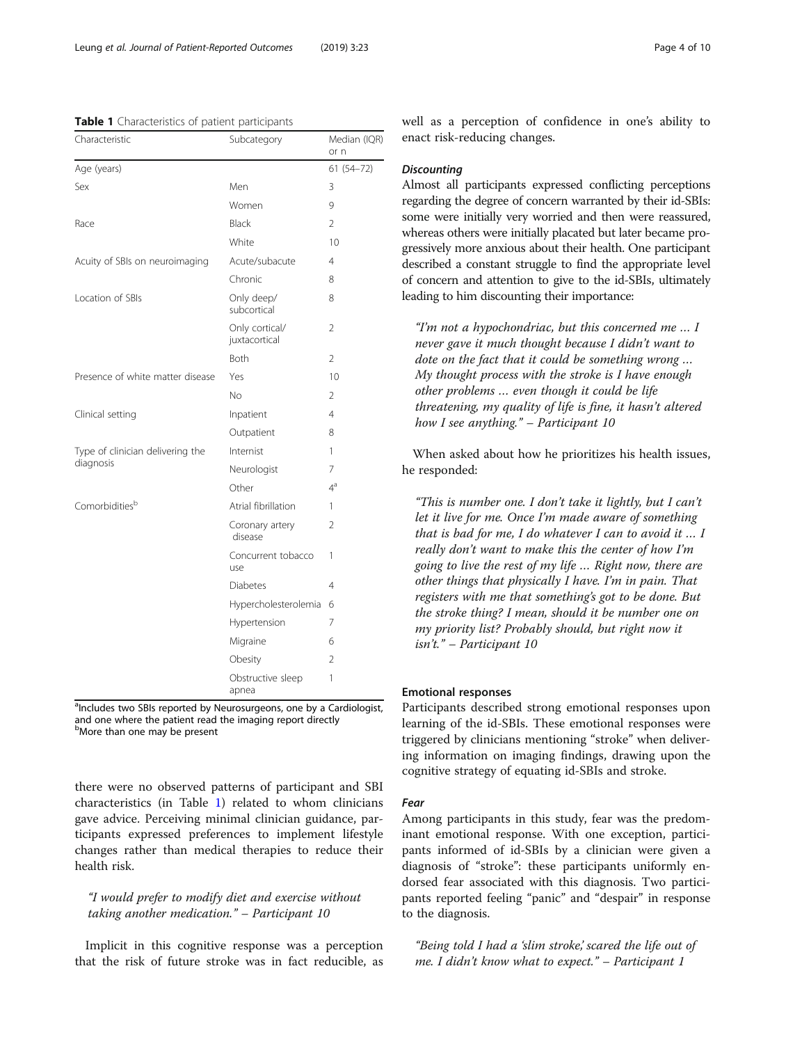**Table 1** Characteristics of patient participants

| Characteristic | Subcategory | Median (IQR) or n |
|---|---|---|
| Age (years) | | 61 (54–72) |
| Sex | Men | 3 |
| | Women | 9 |
| Race | Black | 2 |
| | White | 10 |
| Acuity of SBIs on neuroimaging | Acute/subacute | 4 |
| | Chronic | 8 |
| Location of SBIs | Only deep/ subcortical | 8 |
| | Only cortical/ juxtacortical | 2 |
| | Both | 2 |
| Presence of white matter disease | Yes | 10 |
| | No | 2 |
| Clinical setting | Inpatient | 4 |
| | Outpatient | 8 |
| Type of clinician delivering the diagnosis | Internist | 1 |
| | Neurologist | 7 |
| | Other | 4[a] |
| Comorbidities[b] | Atrial fibrillation | 1 |
| | Coronary artery disease | 2 |
| | Concurrent tobacco use | 1 |
| | Diabetes | 4 |
| | Hypercholesterolemia | 6 |
| | Hypertension | 7 |
| | Migraine | 6 |
| | Obesity | 2 |
| | Obstructive sleep apnea | 1 |

[a]Includes two SBIs reported by Neurosurgeons, one by a Cardiologist, and one where the patient read the imaging report directly
[b]More than one may be present

there were no observed patterns of participant and SBI characteristics (in Table 1) related to whom clinicians gave advice. Perceiving minimal clinician guidance, participants expressed preferences to implement lifestyle changes rather than medical therapies to reduce their health risk.

> *"I would prefer to modify diet and exercise without taking another medication." – Participant 10*

Implicit in this cognitive response was a perception that the risk of future stroke was in fact reducible, as well as a perception of confidence in one's ability to enact risk-reducing changes.

#### *Discounting*

Almost all participants expressed conflicting perceptions regarding the degree of concern warranted by their id-SBIs: some were initially very worried and then were reassured, whereas others were initially placated but later became progressively more anxious about their health. One participant described a constant struggle to find the appropriate level of concern and attention to give to the id-SBIs, ultimately leading to him discounting their importance:

> *"I'm not a hypochondriac, but this concerned me … I never gave it much thought because I didn't want to dote on the fact that it could be something wrong … My thought process with the stroke is I have enough other problems … even though it could be life threatening, my quality of life is fine, it hasn't altered how I see anything." – Participant 10*

When asked about how he prioritizes his health issues, he responded:

> *"This is number one. I don't take it lightly, but I can't let it live for me. Once I'm made aware of something that is bad for me, I do whatever I can to avoid it … I really don't want to make this the center of how I'm going to live the rest of my life … Right now, there are other things that physically I have. I'm in pain. That registers with me that something's got to be done. But the stroke thing? I mean, should it be number one on my priority list? Probably should, but right now it isn't." – Participant 10*

### Emotional responses

Participants described strong emotional responses upon learning of the id-SBIs. These emotional responses were triggered by clinicians mentioning "stroke" when delivering information on imaging findings, drawing upon the cognitive strategy of equating id-SBIs and stroke.

#### *Fear*

Among participants in this study, fear was the predominant emotional response. With one exception, participants informed of id-SBIs by a clinician were given a diagnosis of "stroke": these participants uniformly endorsed fear associated with this diagnosis. Two participants reported feeling "panic" and "despair" in response to the diagnosis.

> *"Being told I had a 'slim stroke,' scared the life out of me. I didn't know what to expect." – Participant 1*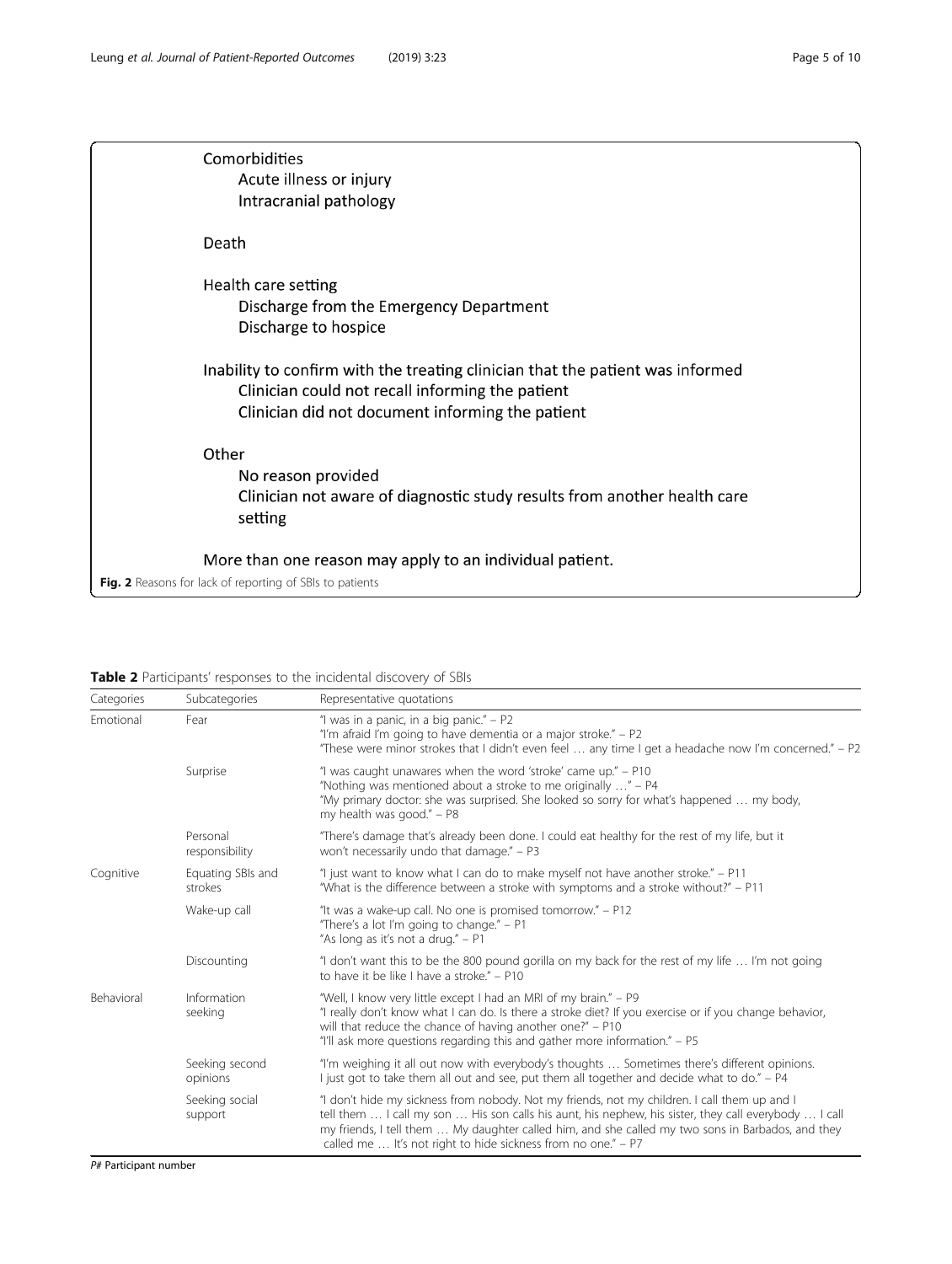Comorbidities
- Acute illness or injury
- Intracranial pathology

Death

Health care setting
- Discharge from the Emergency Department
- Discharge to hospice

Inability to confirm with the treating clinician that the patient was informed
- Clinician could not recall informing the patient
- Clinician did not document informing the patient

Other
- No reason provided
- Clinician not aware of diagnostic study results from another health care setting

More than one reason may apply to an individual patient.

**Fig. 2** Reasons for lack of reporting of SBIs to patients

**Table 2** Participants' responses to the incidental discovery of SBIs

| Categories | Subcategories | Representative quotations |
|---|---|---|
| Emotional | Fear | "I was in a panic, in a big panic." – P2<br>"I'm afraid I'm going to have dementia or a major stroke." – P2<br>"These were minor strokes that I didn't even feel … any time I get a headache now I'm concerned." – P2 |
| | Surprise | "I was caught unawares when the word 'stroke' came up." – P10<br>"Nothing was mentioned about a stroke to me originally …" – P4<br>"My primary doctor: she was surprised. She looked so sorry for what's happened … my body, my health was good." – P8 |
| | Personal responsibility | "There's damage that's already been done. I could eat healthy for the rest of my life, but it won't necessarily undo that damage." – P3 |
| Cognitive | Equating SBIs and strokes | "I just want to know what I can do to make myself not have another stroke." – P11<br>"What is the difference between a stroke with symptoms and a stroke without?" – P11 |
| | Wake-up call | "It was a wake-up call. No one is promised tomorrow." – P12<br>"There's a lot I'm going to change." – P1<br>"As long as it's not a drug." – P1 |
| | Discounting | "I don't want this to be the 800 pound gorilla on my back for the rest of my life … I'm not going to have it be like I have a stroke." – P10 |
| Behavioral | Information seeking | "Well, I know very little except I had an MRI of my brain." – P9<br>"I really don't know what I can do. Is there a stroke diet? If you exercise or if you change behavior, will that reduce the chance of having another one?" – P10<br>"I'll ask more questions regarding this and gather more information." – P5 |
| | Seeking second opinions | "I'm weighing it all out now with everybody's thoughts … Sometimes there's different opinions. I just got to take them all out and see, put them all together and decide what to do." – P4 |
| | Seeking social support | "I don't hide my sickness from nobody. Not my friends, not my children. I call them up and I tell them … I call my son … His son calls his aunt, his nephew, his sister, they call everybody … I call my friends, I tell them … My daughter called him, and she called my two sons in Barbados, and they called me … It's not right to hide sickness from no one." – P7 |

*P#* Participant number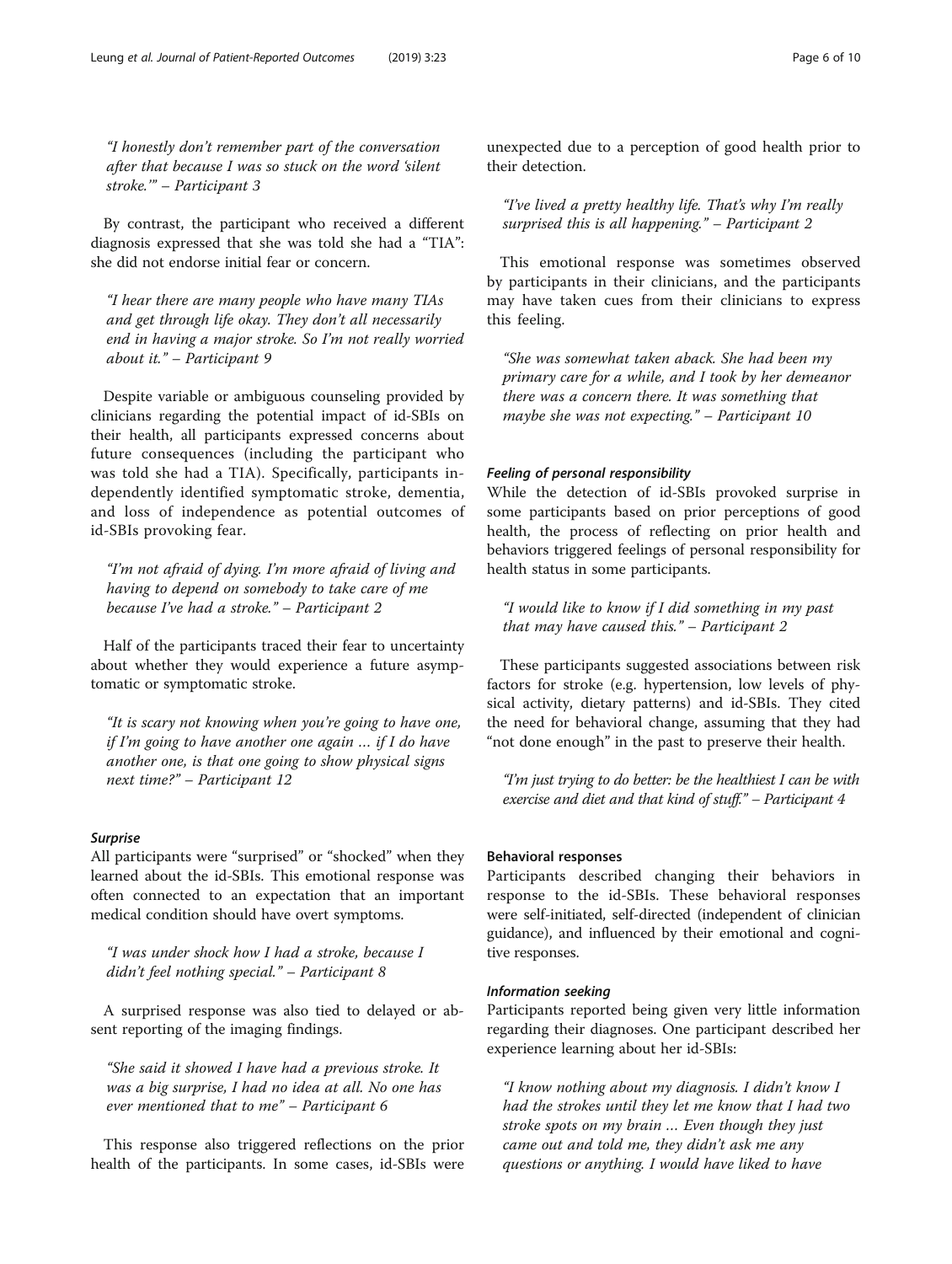*"I honestly don't remember part of the conversation after that because I was so stuck on the word 'silent stroke.'" – Participant 3*

By contrast, the participant who received a different diagnosis expressed that she was told she had a "TIA": she did not endorse initial fear or concern.

*"I hear there are many people who have many TIAs and get through life okay. They don't all necessarily end in having a major stroke. So I'm not really worried about it." – Participant 9*

Despite variable or ambiguous counseling provided by clinicians regarding the potential impact of id-SBIs on their health, all participants expressed concerns about future consequences (including the participant who was told she had a TIA). Specifically, participants independently identified symptomatic stroke, dementia, and loss of independence as potential outcomes of id-SBIs provoking fear.

*"I'm not afraid of dying. I'm more afraid of living and having to depend on somebody to take care of me because I've had a stroke." – Participant 2*

Half of the participants traced their fear to uncertainty about whether they would experience a future asymptomatic or symptomatic stroke.

*"It is scary not knowing when you're going to have one, if I'm going to have another one again … if I do have another one, is that one going to show physical signs next time?" – Participant 12*

#### *Surprise*

All participants were "surprised" or "shocked" when they learned about the id-SBIs. This emotional response was often connected to an expectation that an important medical condition should have overt symptoms.

*"I was under shock how I had a stroke, because I didn't feel nothing special." – Participant 8*

A surprised response was also tied to delayed or absent reporting of the imaging findings.

*"She said it showed I have had a previous stroke. It was a big surprise, I had no idea at all. No one has ever mentioned that to me" – Participant 6*

This response also triggered reflections on the prior health of the participants. In some cases, id-SBIs were unexpected due to a perception of good health prior to their detection.

*"I've lived a pretty healthy life. That's why I'm really surprised this is all happening." – Participant 2*

This emotional response was sometimes observed by participants in their clinicians, and the participants may have taken cues from their clinicians to express this feeling.

*"She was somewhat taken aback. She had been my primary care for a while, and I took by her demeanor there was a concern there. It was something that maybe she was not expecting." – Participant 10*

#### *Feeling of personal responsibility*

While the detection of id-SBIs provoked surprise in some participants based on prior perceptions of good health, the process of reflecting on prior health and behaviors triggered feelings of personal responsibility for health status in some participants.

*"I would like to know if I did something in my past that may have caused this." – Participant 2*

These participants suggested associations between risk factors for stroke (e.g. hypertension, low levels of physical activity, dietary patterns) and id-SBIs. They cited the need for behavioral change, assuming that they had "not done enough" in the past to preserve their health.

*"I'm just trying to do better: be the healthiest I can be with exercise and diet and that kind of stuff." – Participant 4*

### Behavioral responses

Participants described changing their behaviors in response to the id-SBIs. These behavioral responses were self-initiated, self-directed (independent of clinician guidance), and influenced by their emotional and cognitive responses.

#### *Information seeking*

Participants reported being given very little information regarding their diagnoses. One participant described her experience learning about her id-SBIs:

*"I know nothing about my diagnosis. I didn't know I had the strokes until they let me know that I had two stroke spots on my brain … Even though they just came out and told me, they didn't ask me any questions or anything. I would have liked to have*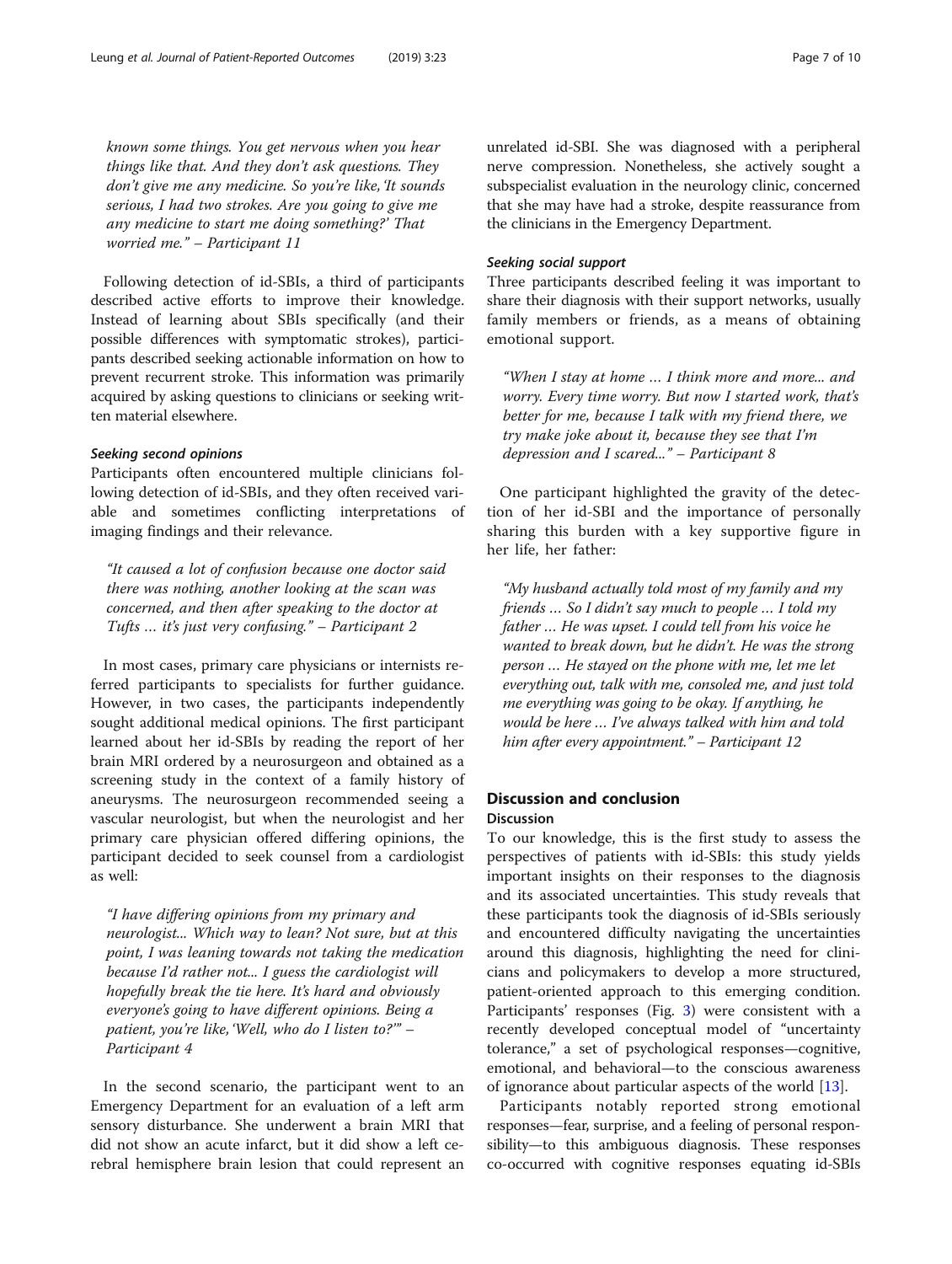*known some things. You get nervous when you hear things like that. And they don't ask questions. They don't give me any medicine. So you're like, 'It sounds serious, I had two strokes. Are you going to give me any medicine to start me doing something?' That worried me." – Participant 11*

Following detection of id-SBIs, a third of participants described active efforts to improve their knowledge. Instead of learning about SBIs specifically (and their possible differences with symptomatic strokes), participants described seeking actionable information on how to prevent recurrent stroke. This information was primarily acquired by asking questions to clinicians or seeking written material elsewhere.

#### Seeking second opinions

Participants often encountered multiple clinicians following detection of id-SBIs, and they often received variable and sometimes conflicting interpretations of imaging findings and their relevance.

> *"It caused a lot of confusion because one doctor said there was nothing, another looking at the scan was concerned, and then after speaking to the doctor at Tufts … it's just very confusing." – Participant 2*

In most cases, primary care physicians or internists referred participants to specialists for further guidance. However, in two cases, the participants independently sought additional medical opinions. The first participant learned about her id-SBIs by reading the report of her brain MRI ordered by a neurosurgeon and obtained as a screening study in the context of a family history of aneurysms. The neurosurgeon recommended seeing a vascular neurologist, but when the neurologist and her primary care physician offered differing opinions, the participant decided to seek counsel from a cardiologist as well:

> *"I have differing opinions from my primary and neurologist... Which way to lean? Not sure, but at this point, I was leaning towards not taking the medication because I'd rather not... I guess the cardiologist will hopefully break the tie here. It's hard and obviously everyone's going to have different opinions. Being a patient, you're like, 'Well, who do I listen to?'" – Participant 4*

In the second scenario, the participant went to an Emergency Department for an evaluation of a left arm sensory disturbance. She underwent a brain MRI that did not show an acute infarct, but it did show a left cerebral hemisphere brain lesion that could represent an unrelated id-SBI. She was diagnosed with a peripheral nerve compression. Nonetheless, she actively sought a subspecialist evaluation in the neurology clinic, concerned that she may have had a stroke, despite reassurance from the clinicians in the Emergency Department.

#### Seeking social support

Three participants described feeling it was important to share their diagnosis with their support networks, usually family members or friends, as a means of obtaining emotional support.

> *"When I stay at home … I think more and more... and worry. Every time worry. But now I started work, that's better for me, because I talk with my friend there, we try make joke about it, because they see that I'm depression and I scared..." – Participant 8*

One participant highlighted the gravity of the detection of her id-SBI and the importance of personally sharing this burden with a key supportive figure in her life, her father:

> *"My husband actually told most of my family and my friends … So I didn't say much to people … I told my father … He was upset. I could tell from his voice he wanted to break down, but he didn't. He was the strong person … He stayed on the phone with me, let me let everything out, talk with me, consoled me, and just told me everything was going to be okay. If anything, he would be here … I've always talked with him and told him after every appointment." – Participant 12*

## Discussion and conclusion

### Discussion

To our knowledge, this is the first study to assess the perspectives of patients with id-SBIs: this study yields important insights on their responses to the diagnosis and its associated uncertainties. This study reveals that these participants took the diagnosis of id-SBIs seriously and encountered difficulty navigating the uncertainties around this diagnosis, highlighting the need for clinicians and policymakers to develop a more structured, patient-oriented approach to this emerging condition. Participants' responses (Fig. 3) were consistent with a recently developed conceptual model of "uncertainty tolerance," a set of psychological responses—cognitive, emotional, and behavioral—to the conscious awareness of ignorance about particular aspects of the world [13].

Participants notably reported strong emotional responses—fear, surprise, and a feeling of personal responsibility—to this ambiguous diagnosis. These responses co-occurred with cognitive responses equating id-SBIs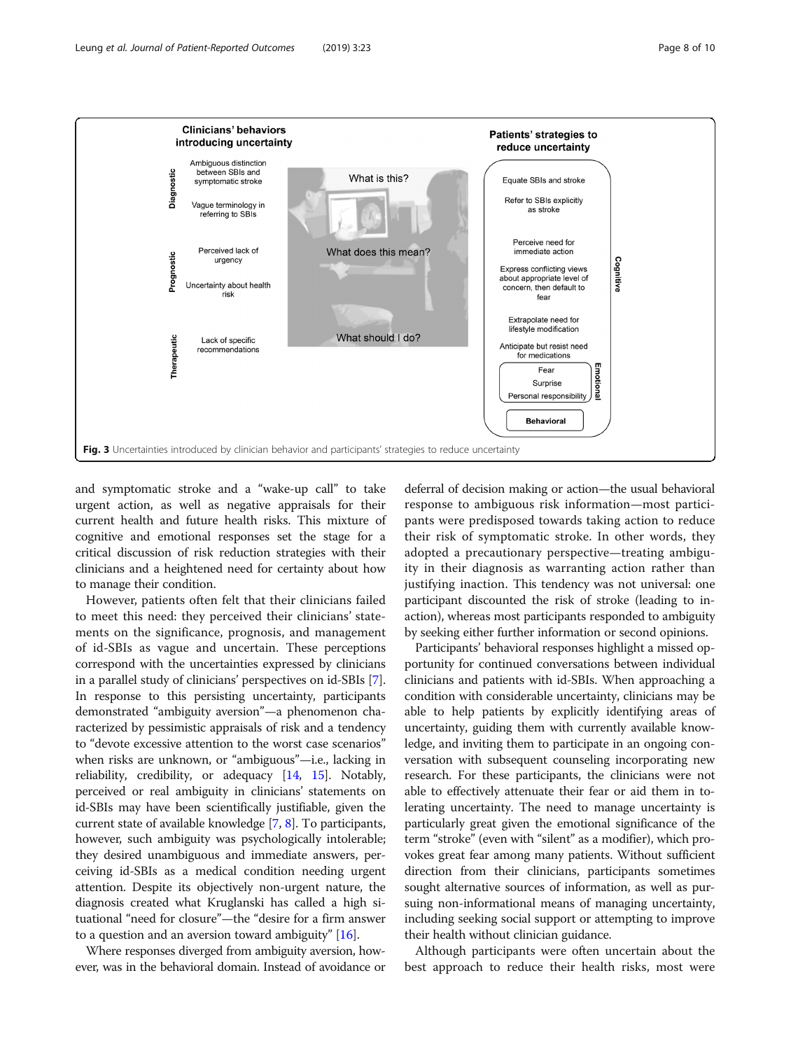Fig. 3 Uncertainties introduced by clinician behavior and participants' strategies to reduce uncertainty

and symptomatic stroke and a "wake-up call" to take urgent action, as well as negative appraisals for their current health and future health risks. This mixture of cognitive and emotional responses set the stage for a critical discussion of risk reduction strategies with their clinicians and a heightened need for certainty about how to manage their condition.

However, patients often felt that their clinicians failed to meet this need: they perceived their clinicians' statements on the significance, prognosis, and management of id-SBIs as vague and uncertain. These perceptions correspond with the uncertainties expressed by clinicians in a parallel study of clinicians' perspectives on id-SBIs [7]. In response to this persisting uncertainty, participants demonstrated "ambiguity aversion"—a phenomenon characterized by pessimistic appraisals of risk and a tendency to "devote excessive attention to the worst case scenarios" when risks are unknown, or "ambiguous"—i.e., lacking in reliability, credibility, or adequacy [14, 15]. Notably, perceived or real ambiguity in clinicians' statements on id-SBIs may have been scientifically justifiable, given the current state of available knowledge [7, 8]. To participants, however, such ambiguity was psychologically intolerable; they desired unambiguous and immediate answers, perceiving id-SBIs as a medical condition needing urgent attention. Despite its objectively non-urgent nature, the diagnosis created what Kruglanski has called a high situational "need for closure"—the "desire for a firm answer to a question and an aversion toward ambiguity" [16].

Where responses diverged from ambiguity aversion, however, was in the behavioral domain. Instead of avoidance or deferral of decision making or action—the usual behavioral response to ambiguous risk information—most participants were predisposed towards taking action to reduce their risk of symptomatic stroke. In other words, they adopted a precautionary perspective—treating ambiguity in their diagnosis as warranting action rather than justifying inaction. This tendency was not universal: one participant discounted the risk of stroke (leading to inaction), whereas most participants responded to ambiguity by seeking either further information or second opinions.

Participants' behavioral responses highlight a missed opportunity for continued conversations between individual clinicians and patients with id-SBIs. When approaching a condition with considerable uncertainty, clinicians may be able to help patients by explicitly identifying areas of uncertainty, guiding them with currently available knowledge, and inviting them to participate in an ongoing conversation with subsequent counseling incorporating new research. For these participants, the clinicians were not able to effectively attenuate their fear or aid them in tolerating uncertainty. The need to manage uncertainty is particularly great given the emotional significance of the term "stroke" (even with "silent" as a modifier), which provokes great fear among many patients. Without sufficient direction from their clinicians, participants sometimes sought alternative sources of information, as well as pursuing non-informational means of managing uncertainty, including seeking social support or attempting to improve their health without clinician guidance.

Although participants were often uncertain about the best approach to reduce their health risks, most were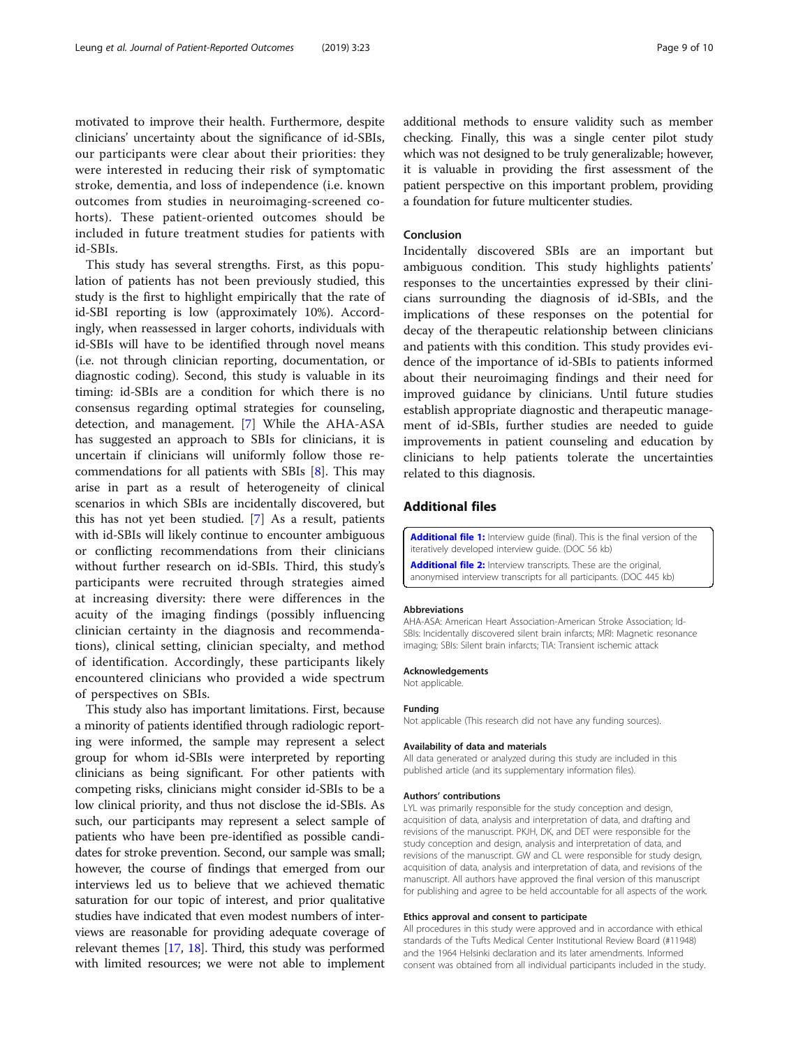motivated to improve their health. Furthermore, despite clinicians' uncertainty about the significance of id-SBIs, our participants were clear about their priorities: they were interested in reducing their risk of symptomatic stroke, dementia, and loss of independence (i.e. known outcomes from studies in neuroimaging-screened cohorts). These patient-oriented outcomes should be included in future treatment studies for patients with id-SBIs.

This study has several strengths. First, as this population of patients has not been previously studied, this study is the first to highlight empirically that the rate of id-SBI reporting is low (approximately 10%). Accordingly, when reassessed in larger cohorts, individuals with id-SBIs will have to be identified through novel means (i.e. not through clinician reporting, documentation, or diagnostic coding). Second, this study is valuable in its timing: id-SBIs are a condition for which there is no consensus regarding optimal strategies for counseling, detection, and management. [7] While the AHA-ASA has suggested an approach to SBIs for clinicians, it is uncertain if clinicians will uniformly follow those recommendations for all patients with SBIs [8]. This may arise in part as a result of heterogeneity of clinical scenarios in which SBIs are incidentally discovered, but this has not yet been studied. [7] As a result, patients with id-SBIs will likely continue to encounter ambiguous or conflicting recommendations from their clinicians without further research on id-SBIs. Third, this study's participants were recruited through strategies aimed at increasing diversity: there were differences in the acuity of the imaging findings (possibly influencing clinician certainty in the diagnosis and recommendations), clinical setting, clinician specialty, and method of identification. Accordingly, these participants likely encountered clinicians who provided a wide spectrum of perspectives on SBIs.

This study also has important limitations. First, because a minority of patients identified through radiologic reporting were informed, the sample may represent a select group for whom id-SBIs were interpreted by reporting clinicians as being significant. For other patients with competing risks, clinicians might consider id-SBIs to be a low clinical priority, and thus not disclose the id-SBIs. As such, our participants may represent a select sample of patients who have been pre-identified as possible candidates for stroke prevention. Second, our sample was small; however, the course of findings that emerged from our interviews led us to believe that we achieved thematic saturation for our topic of interest, and prior qualitative studies have indicated that even modest numbers of interviews are reasonable for providing adequate coverage of relevant themes [17, 18]. Third, this study was performed with limited resources; we were not able to implement additional methods to ensure validity such as member checking. Finally, this was a single center pilot study which was not designed to be truly generalizable; however, it is valuable in providing the first assessment of the patient perspective on this important problem, providing a foundation for future multicenter studies.

## Conclusion

Incidentally discovered SBIs are an important but ambiguous condition. This study highlights patients' responses to the uncertainties expressed by their clinicians surrounding the diagnosis of id-SBIs, and the implications of these responses on the potential for decay of the therapeutic relationship between clinicians and patients with this condition. This study provides evidence of the importance of id-SBIs to patients informed about their neuroimaging findings and their need for improved guidance by clinicians. Until future studies establish appropriate diagnostic and therapeutic management of id-SBIs, further studies are needed to guide improvements in patient counseling and education by clinicians to help patients tolerate the uncertainties related to this diagnosis.

## Additional files

**Additional file 1:** Interview guide (final). This is the final version of the iteratively developed interview guide. (DOC 56 kb)

**Additional file 2:** Interview transcripts. These are the original, anonymised interview transcripts for all participants. (DOC 445 kb)

### Abbreviations

AHA-ASA: American Heart Association-American Stroke Association; Id-SBIs: Incidentally discovered silent brain infarcts; MRI: Magnetic resonance imaging; SBIs: Silent brain infarcts; TIA: Transient ischemic attack

### Acknowledgements

Not applicable.

### Funding

Not applicable (This research did not have any funding sources).

### Availability of data and materials

All data generated or analyzed during this study are included in this published article (and its supplementary information files).

### Authors' contributions

LYL was primarily responsible for the study conception and design, acquisition of data, analysis and interpretation of data, and drafting and revisions of the manuscript. PKJH, DK, and DET were responsible for the study conception and design, analysis and interpretation of data, and revisions of the manuscript. GW and CL were responsible for study design, acquisition of data, analysis and interpretation of data, and revisions of the manuscript. All authors have approved the final version of this manuscript for publishing and agree to be held accountable for all aspects of the work.

### Ethics approval and consent to participate

All procedures in this study were approved and in accordance with ethical standards of the Tufts Medical Center Institutional Review Board (#11948) and the 1964 Helsinki declaration and its later amendments. Informed consent was obtained from all individual participants included in the study.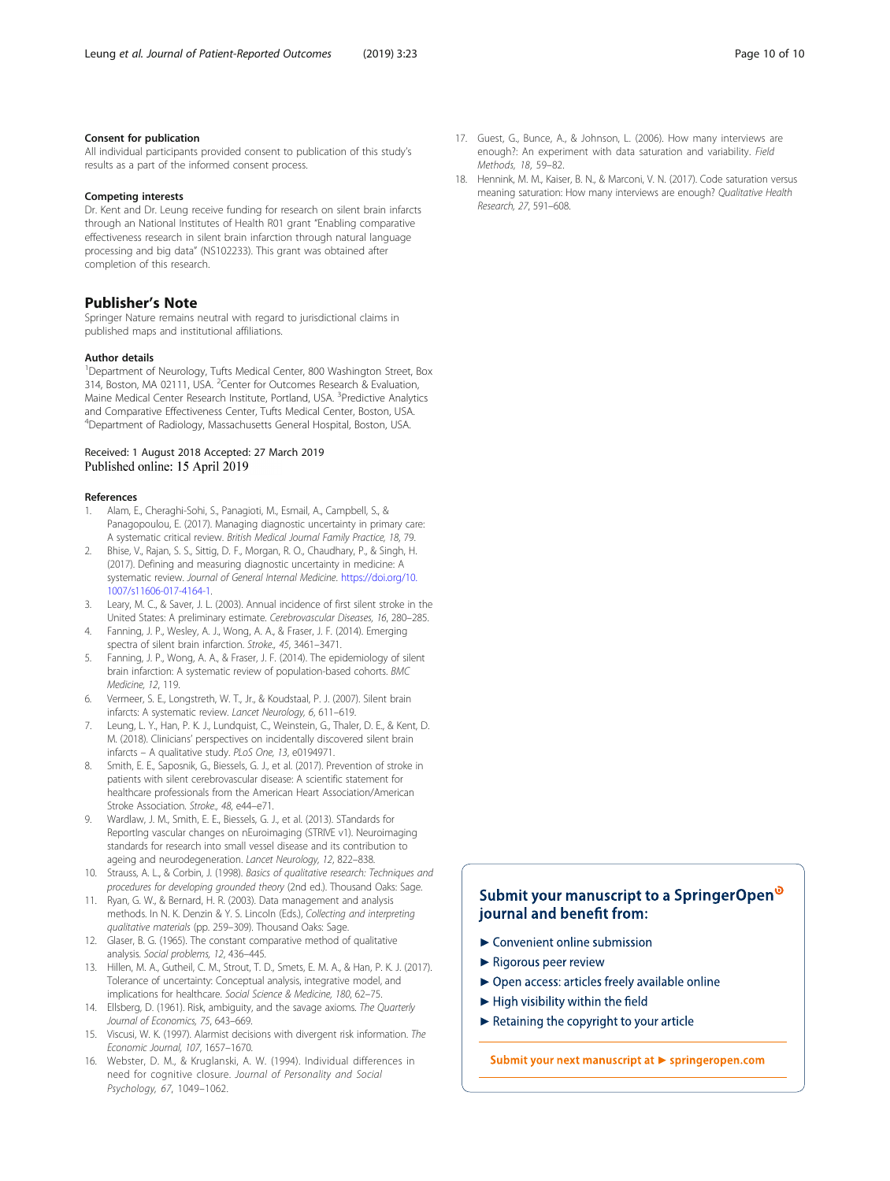#### Consent for publication

All individual participants provided consent to publication of this study's results as a part of the informed consent process.

#### Competing interests

Dr. Kent and Dr. Leung receive funding for research on silent brain infarcts through an National Institutes of Health R01 grant "Enabling comparative effectiveness research in silent brain infarction through natural language processing and big data" (NS102233). This grant was obtained after completion of this research.

### Publisher's Note

Springer Nature remains neutral with regard to jurisdictional claims in published maps and institutional affiliations.

#### Author details

[1]Department of Neurology, Tufts Medical Center, 800 Washington Street, Box 314, Boston, MA 02111, USA. [2]Center for Outcomes Research & Evaluation, Maine Medical Center Research Institute, Portland, USA. [3]Predictive Analytics and Comparative Effectiveness Center, Tufts Medical Center, Boston, USA. [4]Department of Radiology, Massachusetts General Hospital, Boston, USA.

Received: 1 August 2018 Accepted: 27 March 2019
Published online: 15 April 2019

#### References

1. Alam, E., Cheraghi-Sohi, S., Panagioti, M., Esmail, A., Campbell, S., & Panagopoulou, E. (2017). Managing diagnostic uncertainty in primary care: A systematic critical review. *British Medical Journal Family Practice, 18*, 79.
2. Bhise, V., Rajan, S. S., Sittig, D. F., Morgan, R. O., Chaudhary, P., & Singh, H. (2017). Defining and measuring diagnostic uncertainty in medicine: A systematic review. *Journal of General Internal Medicine*. https://doi.org/10.1007/s11606-017-4164-1.
3. Leary, M. C., & Saver, J. L. (2003). Annual incidence of first silent stroke in the United States: A preliminary estimate. *Cerebrovascular Diseases, 16*, 280–285.
4. Fanning, J. P., Wesley, A. J., Wong, A. A., & Fraser, J. F. (2014). Emerging spectra of silent brain infarction. *Stroke., 45*, 3461–3471.
5. Fanning, J. P., Wong, A. A., & Fraser, J. F. (2014). The epidemiology of silent brain infarction: A systematic review of population-based cohorts. *BMC Medicine, 12*, 119.
6. Vermeer, S. E., Longstreth, W. T., Jr., & Koudstaal, P. J. (2007). Silent brain infarcts: A systematic review. *Lancet Neurology, 6*, 611–619.
7. Leung, L. Y., Han, P. K. J., Lundquist, C., Weinstein, G., Thaler, D. E., & Kent, D. M. (2018). Clinicians' perspectives on incidentally discovered silent brain infarcts – A qualitative study. *PLoS One, 13*, e0194971.
8. Smith, E. E., Saposnik, G., Biessels, G. J., et al. (2017). Prevention of stroke in patients with silent cerebrovascular disease: A scientific statement for healthcare professionals from the American Heart Association/American Stroke Association. *Stroke., 48*, e44–e71.
9. Wardlaw, J. M., Smith, E. E., Biessels, G. J., et al. (2013). STandards for ReportIng vascular changes on nEuroimaging (STRIVE v1). Neuroimaging standards for research into small vessel disease and its contribution to ageing and neurodegeneration. *Lancet Neurology, 12*, 822–838.
10. Strauss, A. L., & Corbin, J. (1998). *Basics of qualitative research: Techniques and procedures for developing grounded theory* (2nd ed.). Thousand Oaks: Sage.
11. Ryan, G. W., & Bernard, H. R. (2003). Data management and analysis methods. In N. K. Denzin & Y. S. Lincoln (Eds.), *Collecting and interpreting qualitative materials* (pp. 259–309). Thousand Oaks: Sage.
12. Glaser, B. G. (1965). The constant comparative method of qualitative analysis. *Social problems, 12*, 436–445.
13. Hillen, M. A., Gutheil, C. M., Strout, T. D., Smets, E. M. A., & Han, P. K. J. (2017). Tolerance of uncertainty: Conceptual analysis, integrative model, and implications for healthcare. *Social Science & Medicine, 180*, 62–75.
14. Ellsberg, D. (1961). Risk, ambiguity, and the savage axioms. *The Quarterly Journal of Economics, 75*, 643–669.
15. Viscusi, W. K. (1997). Alarmist decisions with divergent risk information. *The Economic Journal, 107*, 1657–1670.
16. Webster, D. M., & Kruglanski, A. W. (1994). Individual differences in need for cognitive closure. *Journal of Personality and Social Psychology, 67*, 1049–1062.
17. Guest, G., Bunce, A., & Johnson, L. (2006). How many interviews are enough?: An experiment with data saturation and variability. *Field Methods, 18*, 59–82.
18. Hennink, M. M., Kaiser, B. N., & Marconi, V. N. (2017). Code saturation versus meaning saturation: How many interviews are enough? *Qualitative Health Research, 27*, 591–608.

**Submit your manuscript to a SpringerOpen journal and benefit from:**

- ► Convenient online submission
- ► Rigorous peer review
- ► Open access: articles freely available online
- ► High visibility within the field
- ► Retaining the copyright to your article

**Submit your next manuscript at ► springeropen.com**